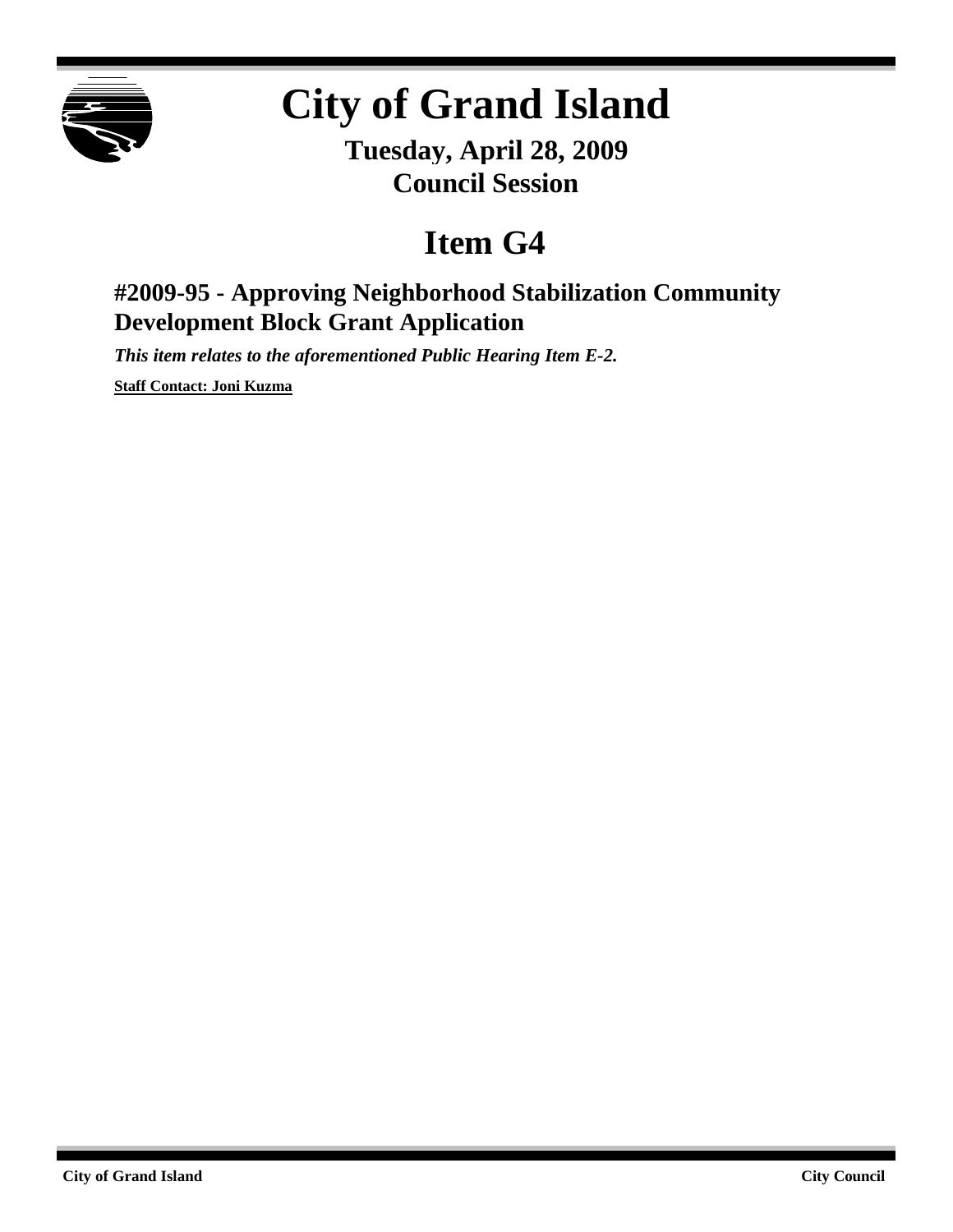# City of Grand Island

**Tuesday, April 28, 2009**
**Council Session**

# Item G4

## #2009-95 - Approving Neighborhood Stabilization Community Development Block Grant Application

***This item relates to the aforementioned Public Hearing Item E-2.***

**Staff Contact: Joni Kuzma**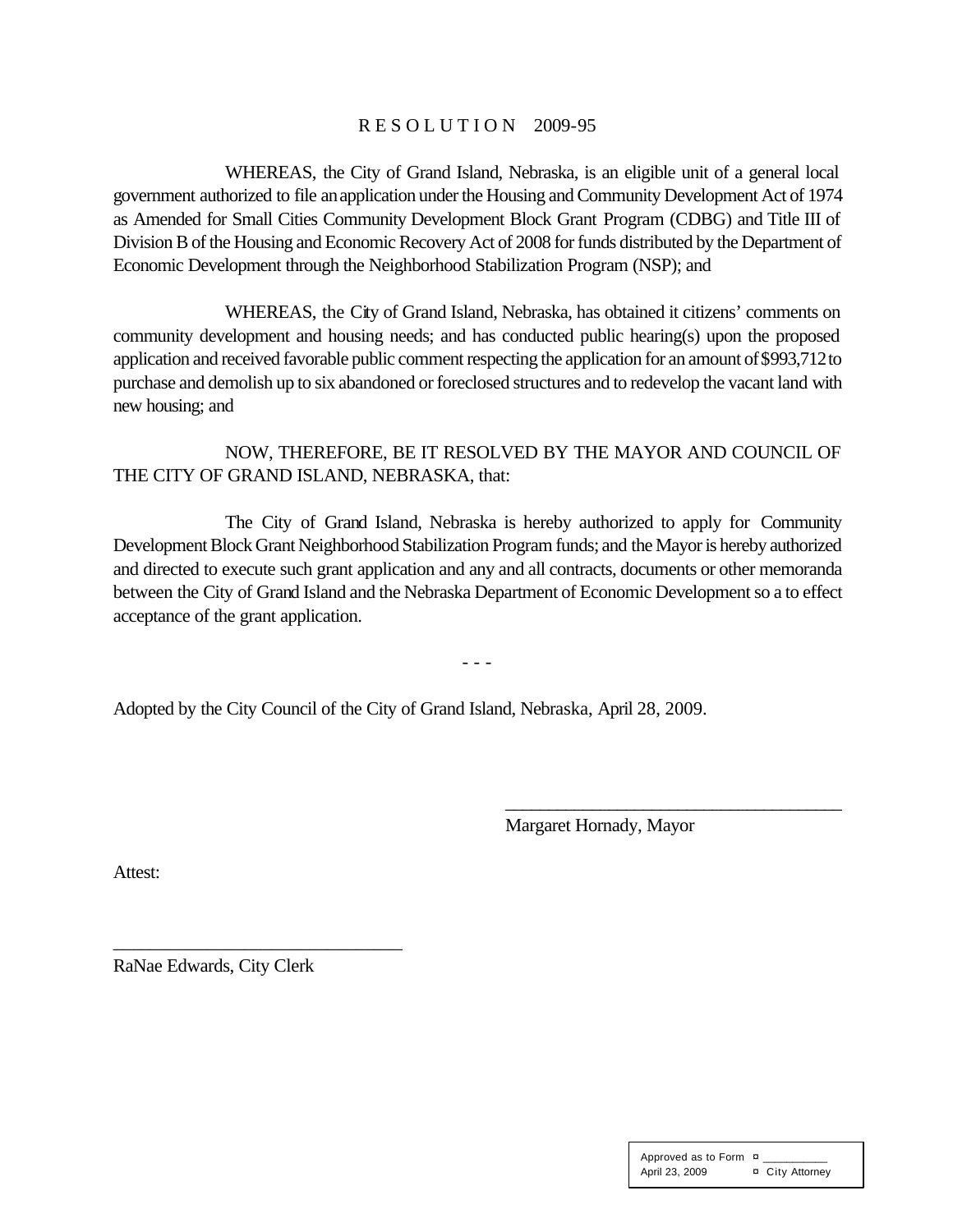# R E S O L U T I O N 2009-95

WHEREAS, the City of Grand Island, Nebraska, is an eligible unit of a general local government authorized to file an application under the Housing and Community Development Act of 1974 as Amended for Small Cities Community Development Block Grant Program (CDBG) and Title III of Division B of the Housing and Economic Recovery Act of 2008 for funds distributed by the Department of Economic Development through the Neighborhood Stabilization Program (NSP); and

WHEREAS, the City of Grand Island, Nebraska, has obtained it citizens' comments on community development and housing needs; and has conducted public hearing(s) upon the proposed application and received favorable public comment respecting the application for an amount of $993,712 to purchase and demolish up to six abandoned or foreclosed structures and to redevelop the vacant land with new housing; and

NOW, THEREFORE, BE IT RESOLVED BY THE MAYOR AND COUNCIL OF THE CITY OF GRAND ISLAND, NEBRASKA, that:

The City of Grand Island, Nebraska is hereby authorized to apply for Community Development Block Grant Neighborhood Stabilization Program funds; and the Mayor is hereby authorized and directed to execute such grant application and any and all contracts, documents or other memoranda between the City of Grand Island and the Nebraska Department of Economic Development so a to effect acceptance of the grant application.

- - -

Adopted by the City Council of the City of Grand Island, Nebraska, April 28, 2009.

_____________________________________

Margaret Hornady, Mayor

Attest:

_______________________________

RaNae Edwards, City Clerk

| | |
|---|---|
| Approved as to Form ¤ | ___________ |
| April 23, 2009 | ¤ City Attorney |